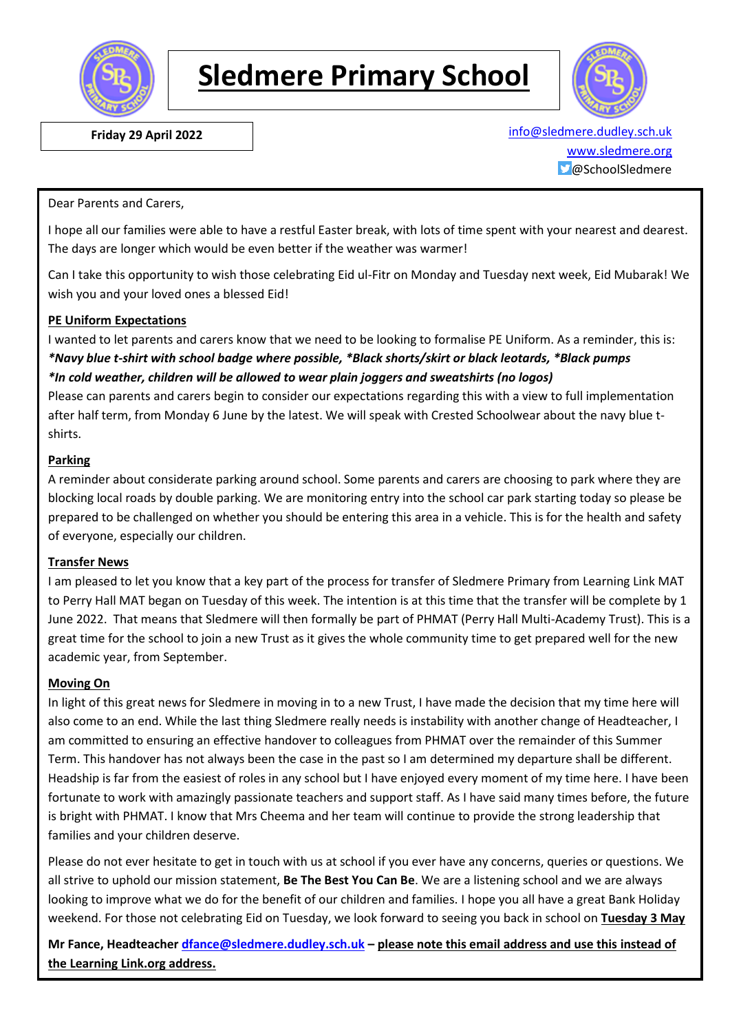# Sledmere Primary School

**Friday 29 April 2022**

info@sledmere.dudley.sch.uk
www.sledmere.org
@SchoolSledmere

Dear Parents and Carers,

I hope all our families were able to have a restful Easter break, with lots of time spent with your nearest and dearest. The days are longer which would be even better if the weather was warmer!

Can I take this opportunity to wish those celebrating Eid ul-Fitr on Monday and Tuesday next week, Eid Mubarak! We wish you and your loved ones a blessed Eid!

**PE Uniform Expectations**

I wanted to let parents and carers know that we need to be looking to formalise PE Uniform. As a reminder, this is:
***Navy blue t-shirt with school badge where possible, *Black shorts/skirt or black leotards, *Black pumps***
***In cold weather, children will be allowed to wear plain joggers and sweatshirts (no logos)***
Please can parents and carers begin to consider our expectations regarding this with a view to full implementation after half term, from Monday 6 June by the latest. We will speak with Crested Schoolwear about the navy blue t-shirts.

**Parking**

A reminder about considerate parking around school. Some parents and carers are choosing to park where they are blocking local roads by double parking. We are monitoring entry into the school car park starting today so please be prepared to be challenged on whether you should be entering this area in a vehicle. This is for the health and safety of everyone, especially our children.

**Transfer News**

I am pleased to let you know that a key part of the process for transfer of Sledmere Primary from Learning Link MAT to Perry Hall MAT began on Tuesday of this week. The intention is at this time that the transfer will be complete by 1 June 2022. That means that Sledmere will then formally be part of PHMAT (Perry Hall Multi-Academy Trust). This is a great time for the school to join a new Trust as it gives the whole community time to get prepared well for the new academic year, from September.

**Moving On**

In light of this great news for Sledmere in moving in to a new Trust, I have made the decision that my time here will also come to an end. While the last thing Sledmere really needs is instability with another change of Headteacher, I am committed to ensuring an effective handover to colleagues from PHMAT over the remainder of this Summer Term. This handover has not always been the case in the past so I am determined my departure shall be different. Headship is far from the easiest of roles in any school but I have enjoyed every moment of my time here. I have been fortunate to work with amazingly passionate teachers and support staff. As I have said many times before, the future is bright with PHMAT. I know that Mrs Cheema and her team will continue to provide the strong leadership that families and your children deserve.

Please do not ever hesitate to get in touch with us at school if you ever have any concerns, queries or questions. We all strive to uphold our mission statement, **Be The Best You Can Be**. We are a listening school and we are always looking to improve what we do for the benefit of our children and families. I hope you all have a great Bank Holiday weekend. For those not celebrating Eid on Tuesday, we look forward to seeing you back in school on **Tuesday 3 May**

**Mr Fance, Headteacher dfance@sledmere.dudley.sch.uk – please note this email address and use this instead of the Learning Link.org address.**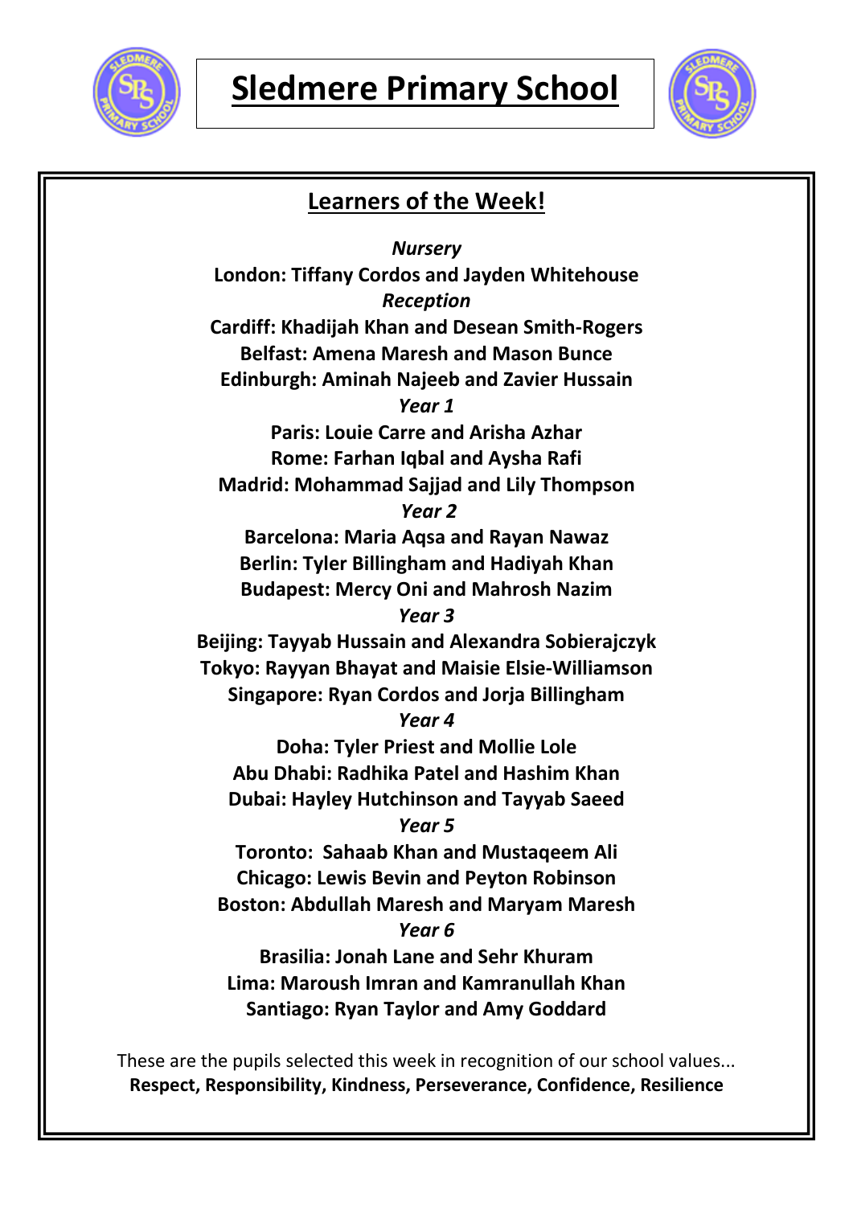# Sledmere Primary School

## Learners of the Week!

*Nursery*

**London: Tiffany Cordos and Jayden Whitehouse**

*Reception*

**Cardiff: Khadijah Khan and Desean Smith-Rogers**

**Belfast: Amena Maresh and Mason Bunce**

**Edinburgh: Aminah Najeeb and Zavier Hussain**

*Year 1*

**Paris: Louie Carre and Arisha Azhar**

**Rome: Farhan Iqbal and Aysha Rafi**

**Madrid: Mohammad Sajjad and Lily Thompson**

*Year 2*

**Barcelona: Maria Aqsa and Rayan Nawaz**

**Berlin: Tyler Billingham and Hadiyah Khan**

**Budapest: Mercy Oni and Mahrosh Nazim**

*Year 3*

**Beijing: Tayyab Hussain and Alexandra Sobierajczyk**

**Tokyo: Rayyan Bhayat and Maisie Elsie-Williamson**

**Singapore: Ryan Cordos and Jorja Billingham**

*Year 4*

**Doha: Tyler Priest and Mollie Lole**

**Abu Dhabi: Radhika Patel and Hashim Khan**

**Dubai: Hayley Hutchinson and Tayyab Saeed**

*Year 5*

**Toronto: Sahaab Khan and Mustaqeem Ali**

**Chicago: Lewis Bevin and Peyton Robinson**

**Boston: Abdullah Maresh and Maryam Maresh**

*Year 6*

**Brasilia: Jonah Lane and Sehr Khuram**

**Lima: Maroush Imran and Kamranullah Khan**

**Santiago: Ryan Taylor and Amy Goddard**

These are the pupils selected this week in recognition of our school values...
**Respect, Responsibility, Kindness, Perseverance, Confidence, Resilience**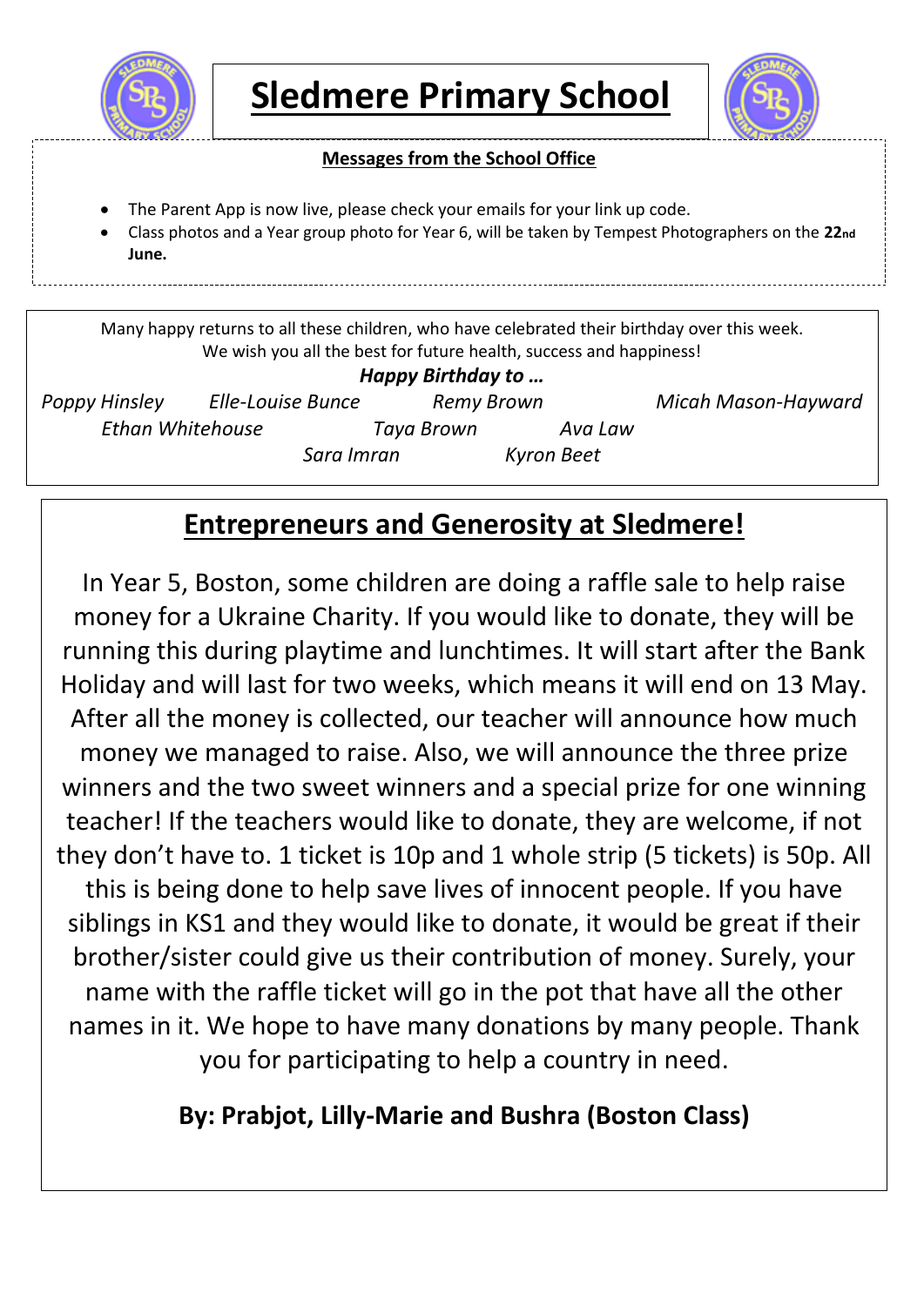# Sledmere Primary School

**Messages from the School Office**

- The Parent App is now live, please check your emails for your link up code.
- Class photos and a Year group photo for Year 6, will be taken by Tempest Photographers on the **22nd June.**

Many happy returns to all these children, who have celebrated their birthday over this week.
We wish you all the best for future health, success and happiness!

***Happy Birthday to …***

*Poppy Hinsley* *Elle-Louise Bunce* *Remy Brown* *Micah Mason-Hayward*
*Ethan Whitehouse* *Taya Brown* *Ava Law*
*Sara Imran* *Kyron Beet*

## Entrepreneurs and Generosity at Sledmere!

In Year 5, Boston, some children are doing a raffle sale to help raise money for a Ukraine Charity. If you would like to donate, they will be running this during playtime and lunchtimes. It will start after the Bank Holiday and will last for two weeks, which means it will end on 13 May. After all the money is collected, our teacher will announce how much money we managed to raise. Also, we will announce the three prize winners and the two sweet winners and a special prize for one winning teacher! If the teachers would like to donate, they are welcome, if not they don't have to. 1 ticket is 10p and 1 whole strip (5 tickets) is 50p. All this is being done to help save lives of innocent people. If you have siblings in KS1 and they would like to donate, it would be great if their brother/sister could give us their contribution of money. Surely, your name with the raffle ticket will go in the pot that have all the other names in it. We hope to have many donations by many people. Thank you for participating to help a country in need.

**By: Prabjot, Lilly-Marie and Bushra (Boston Class)**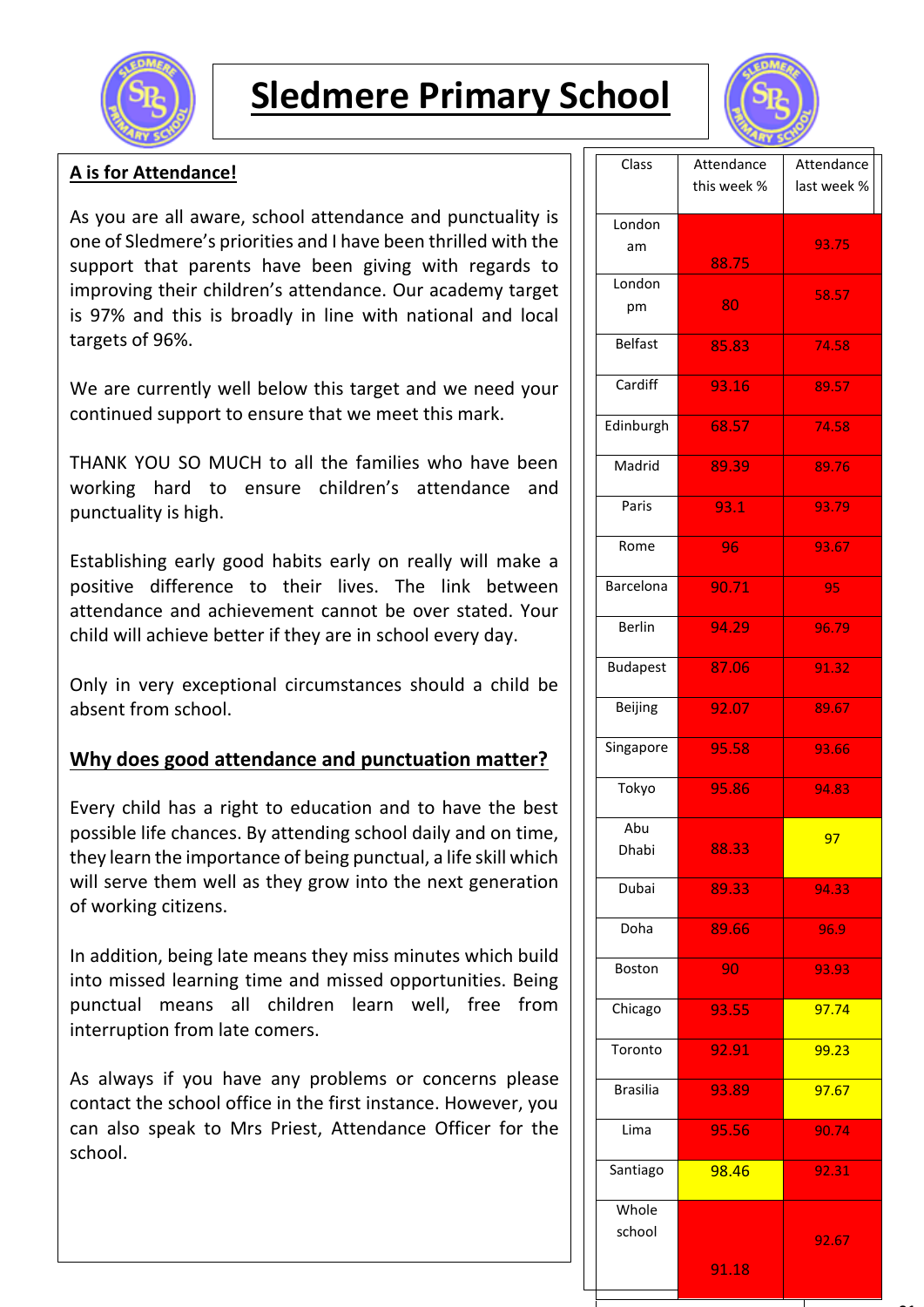# Sledmere Primary School

## A is for Attendance!

As you are all aware, school attendance and punctuality is one of Sledmere's priorities and I have been thrilled with the support that parents have been giving with regards to improving their children's attendance. Our academy target is 97% and this is broadly in line with national and local targets of 96%.

We are currently well below this target and we need your continued support to ensure that we meet this mark.

THANK YOU SO MUCH to all the families who have been working hard to ensure children's attendance and punctuality is high.

Establishing early good habits early on really will make a positive difference to their lives. The link between attendance and achievement cannot be over stated. Your child will achieve better if they are in school every day.

Only in very exceptional circumstances should a child be absent from school.

## Why does good attendance and punctuation matter?

Every child has a right to education and to have the best possible life chances. By attending school daily and on time, they learn the importance of being punctual, a life skill which will serve them well as they grow into the next generation of working citizens.

In addition, being late means they miss minutes which build into missed learning time and missed opportunities. Being punctual means all children learn well, free from interruption from late comers.

As always if you have any problems or concerns please contact the school office in the first instance. However, you can also speak to Mrs Priest, Attendance Officer for the school.

| Class | Attendance this week % | Attendance last week % |
|---|---|---|
| London am | 88.75 | 93.75 |
| London pm | 80 | 58.57 |
| Belfast | 85.83 | 74.58 |
| Cardiff | 93.16 | 89.57 |
| Edinburgh | 68.57 | 74.58 |
| Madrid | 89.39 | 89.76 |
| Paris | 93.1 | 93.79 |
| Rome | 96 | 93.67 |
| Barcelona | 90.71 | 95 |
| Berlin | 94.29 | 96.79 |
| Budapest | 87.06 | 91.32 |
| Beijing | 92.07 | 89.67 |
| Singapore | 95.58 | 93.66 |
| Tokyo | 95.86 | 94.83 |
| Abu Dhabi | 88.33 | 97 |
| Dubai | 89.33 | 94.33 |
| Doha | 89.66 | 96.9 |
| Boston | 90 | 93.93 |
| Chicago | 93.55 | 97.74 |
| Toronto | 92.91 | 99.23 |
| Brasilia | 93.89 | 97.67 |
| Lima | 95.56 | 90.74 |
| Santiago | 98.46 | 92.31 |
| Whole school | 91.18 | 92.67 |